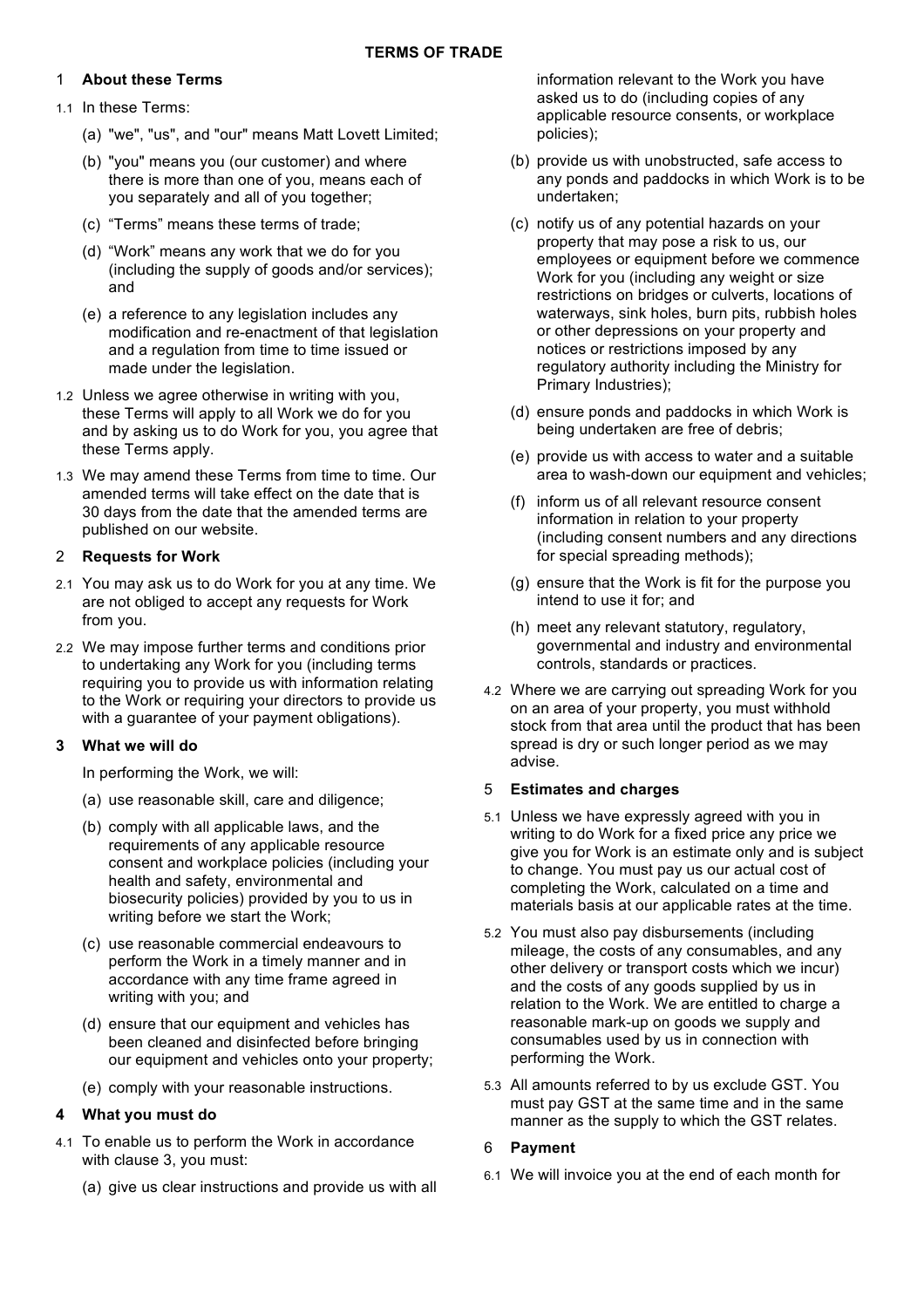**TERMS OF TRADE**

## 1 About these Terms

1.1 In these Terms:

(a) "we", "us", and "our" means Matt Lovett Limited;

(b) "you" means you (our customer) and where there is more than one of you, means each of you separately and all of you together;

(c) "Terms" means these terms of trade;

(d) "Work" means any work that we do for you (including the supply of goods and/or services); and

(e) a reference to any legislation includes any modification and re-enactment of that legislation and a regulation from time to time issued or made under the legislation.

1.2 Unless we agree otherwise in writing with you, these Terms will apply to all Work we do for you and by asking us to do Work for you, you agree that these Terms apply.

1.3 We may amend these Terms from time to time. Our amended terms will take effect on the date that is 30 days from the date that the amended terms are published on our website.

## 2 Requests for Work

2.1 You may ask us to do Work for you at any time. We are not obliged to accept any requests for Work from you.

2.2 We may impose further terms and conditions prior to undertaking any Work for you (including terms requiring you to provide us with information relating to the Work or requiring your directors to provide us with a guarantee of your payment obligations).

## 3 What we will do

In performing the Work, we will:

(a) use reasonable skill, care and diligence;

(b) comply with all applicable laws, and the requirements of any applicable resource consent and workplace policies (including your health and safety, environmental and biosecurity policies) provided by you to us in writing before we start the Work;

(c) use reasonable commercial endeavours to perform the Work in a timely manner and in accordance with any time frame agreed in writing with you; and

(d) ensure that our equipment and vehicles has been cleaned and disinfected before bringing our equipment and vehicles onto your property;

(e) comply with your reasonable instructions.

## 4 What you must do

4.1 To enable us to perform the Work in accordance with clause 3, you must:

(a) give us clear instructions and provide us with all information relevant to the Work you have asked us to do (including copies of any applicable resource consents, or workplace policies);

(b) provide us with unobstructed, safe access to any ponds and paddocks in which Work is to be undertaken;

(c) notify us of any potential hazards on your property that may pose a risk to us, our employees or equipment before we commence Work for you (including any weight or size restrictions on bridges or culverts, locations of waterways, sink holes, burn pits, rubbish holes or other depressions on your property and notices or restrictions imposed by any regulatory authority including the Ministry for Primary Industries);

(d) ensure ponds and paddocks in which Work is being undertaken are free of debris;

(e) provide us with access to water and a suitable area to wash-down our equipment and vehicles;

(f) inform us of all relevant resource consent information in relation to your property (including consent numbers and any directions for special spreading methods);

(g) ensure that the Work is fit for the purpose you intend to use it for; and

(h) meet any relevant statutory, regulatory, governmental and industry and environmental controls, standards or practices.

4.2 Where we are carrying out spreading Work for you on an area of your property, you must withhold stock from that area until the product that has been spread is dry or such longer period as we may advise.

## 5 Estimates and charges

5.1 Unless we have expressly agreed with you in writing to do Work for a fixed price any price we give you for Work is an estimate only and is subject to change. You must pay us our actual cost of completing the Work, calculated on a time and materials basis at our applicable rates at the time.

5.2 You must also pay disbursements (including mileage, the costs of any consumables, and any other delivery or transport costs which we incur) and the costs of any goods supplied by us in relation to the Work. We are entitled to charge a reasonable mark-up on goods we supply and consumables used by us in connection with performing the Work.

5.3 All amounts referred to by us exclude GST. You must pay GST at the same time and in the same manner as the supply to which the GST relates.

## 6 Payment

6.1 We will invoice you at the end of each month for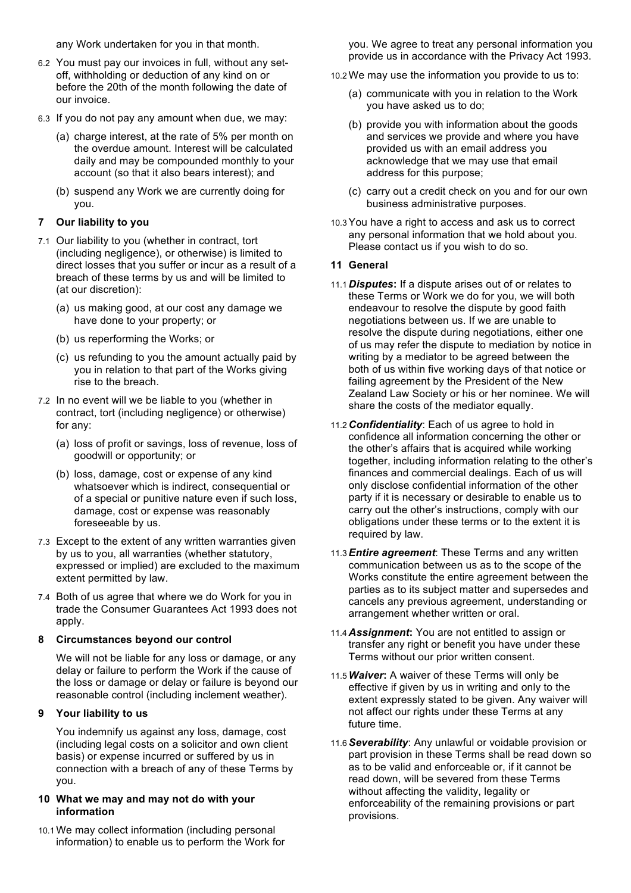any Work undertaken for you in that month.

6.2 You must pay our invoices in full, without any set-off, withholding or deduction of any kind on or before the 20th of the month following the date of our invoice.

6.3 If you do not pay any amount when due, we may:

(a) charge interest, at the rate of 5% per month on the overdue amount. Interest will be calculated daily and may be compounded monthly to your account (so that it also bears interest); and

(b) suspend any Work we are currently doing for you.

## 7 Our liability to you

7.1 Our liability to you (whether in contract, tort (including negligence), or otherwise) is limited to direct losses that you suffer or incur as a result of a breach of these terms by us and will be limited to (at our discretion):

(a) us making good, at our cost any damage we have done to your property; or

(b) us reperforming the Works; or

(c) us refunding to you the amount actually paid by you in relation to that part of the Works giving rise to the breach.

7.2 In no event will we be liable to you (whether in contract, tort (including negligence) or otherwise) for any:

(a) loss of profit or savings, loss of revenue, loss of goodwill or opportunity; or

(b) loss, damage, cost or expense of any kind whatsoever which is indirect, consequential or of a special or punitive nature even if such loss, damage, cost or expense was reasonably foreseeable by us.

7.3 Except to the extent of any written warranties given by us to you, all warranties (whether statutory, expressed or implied) are excluded to the maximum extent permitted by law.

7.4 Both of us agree that where we do Work for you in trade the Consumer Guarantees Act 1993 does not apply.

## 8 Circumstances beyond our control

We will not be liable for any loss or damage, or any delay or failure to perform the Work if the cause of the loss or damage or delay or failure is beyond our reasonable control (including inclement weather).

## 9 Your liability to us

You indemnify us against any loss, damage, cost (including legal costs on a solicitor and own client basis) or expense incurred or suffered by us in connection with a breach of any of these Terms by you.

## 10 What we may and may not do with your information

10.1 We may collect information (including personal information) to enable us to perform the Work for you. We agree to treat any personal information you provide us in accordance with the Privacy Act 1993.

10.2 We may use the information you provide to us to:

(a) communicate with you in relation to the Work you have asked us to do;

(b) provide you with information about the goods and services we provide and where you have provided us with an email address you acknowledge that we may use that email address for this purpose;

(c) carry out a credit check on you and for our own business administrative purposes.

10.3 You have a right to access and ask us to correct any personal information that we hold about you. Please contact us if you wish to do so.

## 11 General

11.1 ***Disputes*:** If a dispute arises out of or relates to these Terms or Work we do for you, we will both endeavour to resolve the dispute by good faith negotiations between us. If we are unable to resolve the dispute during negotiations, either one of us may refer the dispute to mediation by notice in writing by a mediator to be agreed between the both of us within five working days of that notice or failing agreement by the President of the New Zealand Law Society or his or her nominee. We will share the costs of the mediator equally.

11.2 ***Confidentiality***: Each of us agree to hold in confidence all information concerning the other or the other's affairs that is acquired while working together, including information relating to the other's finances and commercial dealings. Each of us will only disclose confidential information of the other party if it is necessary or desirable to enable us to carry out the other's instructions, comply with our obligations under these terms or to the extent it is required by law.

11.3 ***Entire agreement***: These Terms and any written communication between us as to the scope of the Works constitute the entire agreement between the parties as to its subject matter and supersedes and cancels any previous agreement, understanding or arrangement whether written or oral.

11.4 ***Assignment*:** You are not entitled to assign or transfer any right or benefit you have under these Terms without our prior written consent.

11.5 ***Waiver*:** A waiver of these Terms will only be effective if given by us in writing and only to the extent expressly stated to be given. Any waiver will not affect our rights under these Terms at any future time.

11.6 ***Severability***: Any unlawful or voidable provision or part provision in these Terms shall be read down so as to be valid and enforceable or, if it cannot be read down, will be severed from these Terms without affecting the validity, legality or enforceability of the remaining provisions or part provisions.